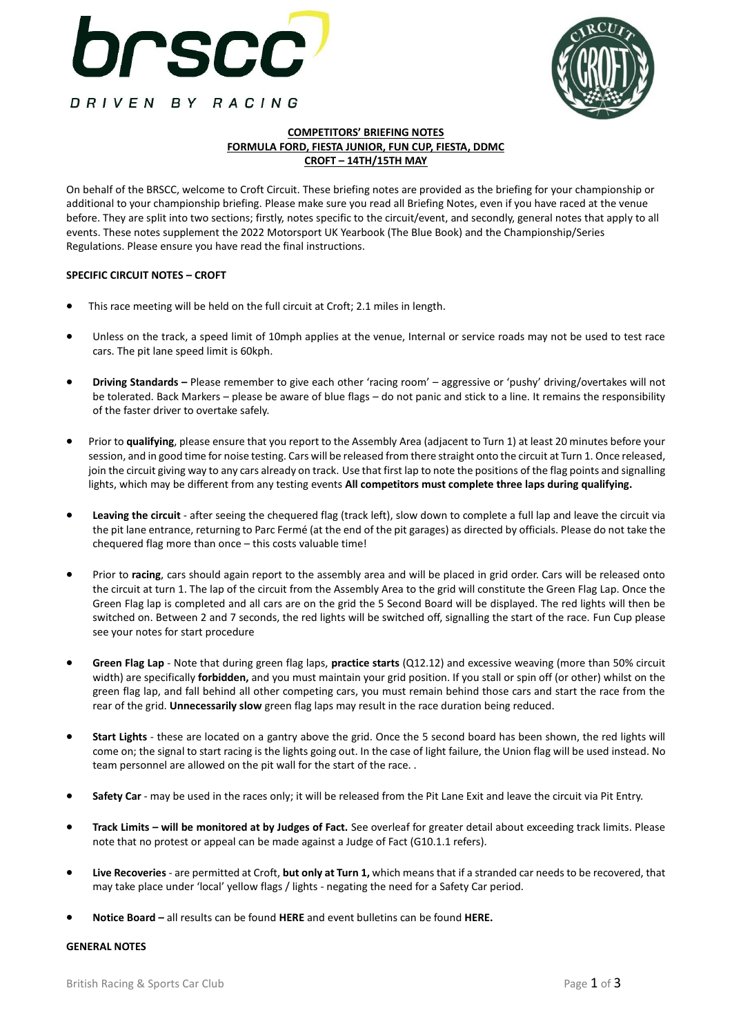brscc

DRIVEN BY RACING

**COMPETITORS' BRIEFING NOTES**
**FORMULA FORD, FIESTA JUNIOR, FUN CUP, FIESTA, DDMC**
**CROFT – 14TH/15TH MAY**

On behalf of the BRSCC, welcome to Croft Circuit. These briefing notes are provided as the briefing for your championship or additional to your championship briefing. Please make sure you read all Briefing Notes, even if you have raced at the venue before. They are split into two sections; firstly, notes specific to the circuit/event, and secondly, general notes that apply to all events. These notes supplement the 2022 Motorsport UK Yearbook (The Blue Book) and the Championship/Series Regulations. Please ensure you have read the final instructions.

**SPECIFIC CIRCUIT NOTES – CROFT**

- This race meeting will be held on the full circuit at Croft; 2.1 miles in length.
- Unless on the track, a speed limit of 10mph applies at the venue, Internal or service roads may not be used to test race cars. The pit lane speed limit is 60kph.
- **Driving Standards –** Please remember to give each other 'racing room' – aggressive or 'pushy' driving/overtakes will not be tolerated. Back Markers – please be aware of blue flags – do not panic and stick to a line. It remains the responsibility of the faster driver to overtake safely.
- Prior to **qualifying**, please ensure that you report to the Assembly Area (adjacent to Turn 1) at least 20 minutes before your session, and in good time for noise testing. Cars will be released from there straight onto the circuit at Turn 1. Once released, join the circuit giving way to any cars already on track. Use that first lap to note the positions of the flag points and signalling lights, which may be different from any testing events **All competitors must complete three laps during qualifying.**
- **Leaving the circuit** - after seeing the chequered flag (track left), slow down to complete a full lap and leave the circuit via the pit lane entrance, returning to Parc Fermé (at the end of the pit garages) as directed by officials. Please do not take the chequered flag more than once – this costs valuable time!
- Prior to **racing**, cars should again report to the assembly area and will be placed in grid order. Cars will be released onto the circuit at turn 1. The lap of the circuit from the Assembly Area to the grid will constitute the Green Flag Lap. Once the Green Flag lap is completed and all cars are on the grid the 5 Second Board will be displayed. The red lights will then be switched on. Between 2 and 7 seconds, the red lights will be switched off, signalling the start of the race. Fun Cup please see your notes for start procedure
- **Green Flag Lap** - Note that during green flag laps, **practice starts** (Q12.12) and excessive weaving (more than 50% circuit width) are specifically **forbidden,** and you must maintain your grid position. If you stall or spin off (or other) whilst on the green flag lap, and fall behind all other competing cars, you must remain behind those cars and start the race from the rear of the grid. **Unnecessarily slow** green flag laps may result in the race duration being reduced.
- **Start Lights** - these are located on a gantry above the grid. Once the 5 second board has been shown, the red lights will come on; the signal to start racing is the lights going out. In the case of light failure, the Union flag will be used instead. No team personnel are allowed on the pit wall for the start of the race. .
- **Safety Car** - may be used in the races only; it will be released from the Pit Lane Exit and leave the circuit via Pit Entry.
- **Track Limits – will be monitored at by Judges of Fact.** See overleaf for greater detail about exceeding track limits. Please note that no protest or appeal can be made against a Judge of Fact (G10.1.1 refers).
- **Live Recoveries** - are permitted at Croft, **but only at Turn 1,** which means that if a stranded car needs to be recovered, that may take place under 'local' yellow flags / lights - negating the need for a Safety Car period.
- **Notice Board –** all results can be found **HERE** and event bulletins can be found **HERE.**

**GENERAL NOTES**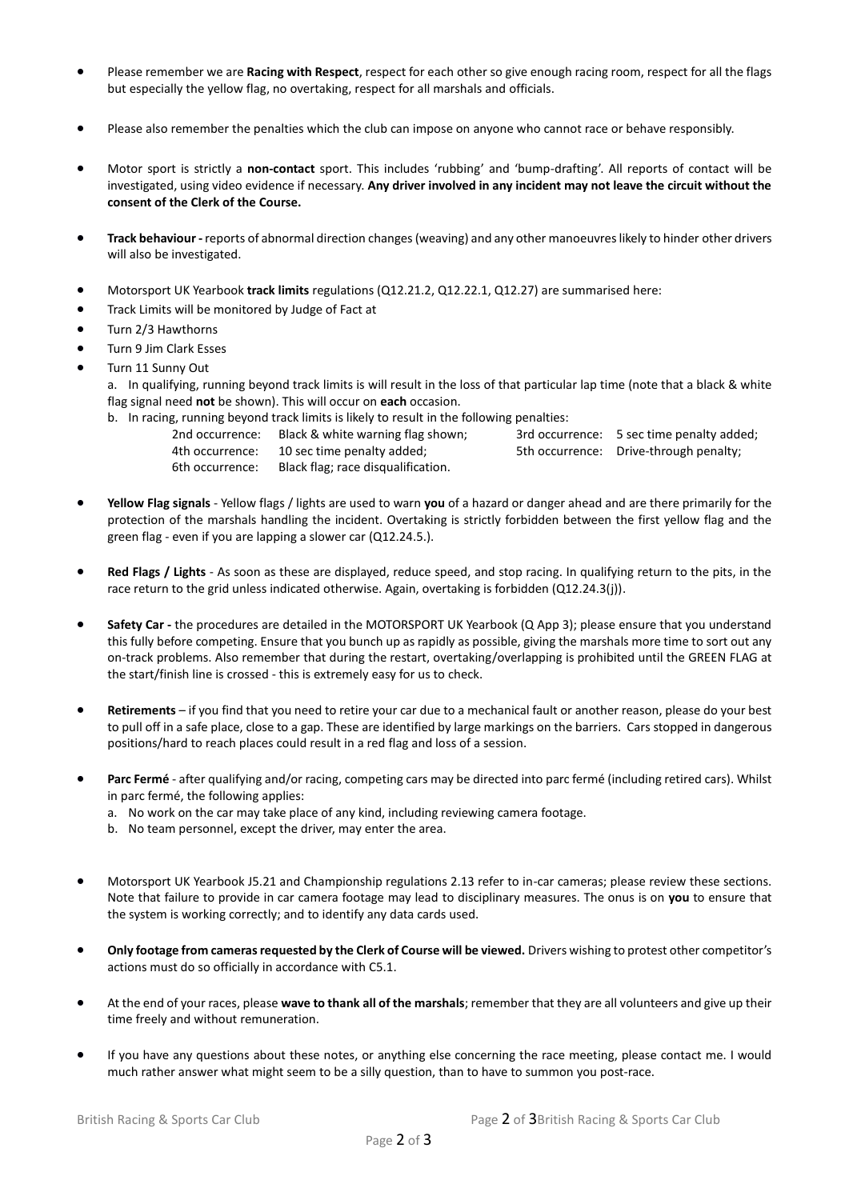- Please remember we are **Racing with Respect**, respect for each other so give enough racing room, respect for all the flags but especially the yellow flag, no overtaking, respect for all marshals and officials.

- Please also remember the penalties which the club can impose on anyone who cannot race or behave responsibly.

- Motor sport is strictly a **non-contact** sport. This includes 'rubbing' and 'bump-drafting'. All reports of contact will be investigated, using video evidence if necessary. **Any driver involved in any incident may not leave the circuit without the consent of the Clerk of the Course.**

- **Track behaviour -** reports of abnormal direction changes (weaving) and any other manoeuvres likely to hinder other drivers will also be investigated.

- Motorsport UK Yearbook **track limits** regulations (Q12.21.2, Q12.22.1, Q12.27) are summarised here:
- Track Limits will be monitored by Judge of Fact at
- Turn 2/3 Hawthorns
- Turn 9 Jim Clark Esses
- Turn 11 Sunny Out

  a. In qualifying, running beyond track limits is will result in the loss of that particular lap time (note that a black & white flag signal need **not** be shown). This will occur on **each** occasion.

  b. In racing, running beyond track limits is likely to result in the following penalties:

  | | | | |
  |---|---|---|---|
  | 2nd occurrence: | Black & white warning flag shown; | 3rd occurrence: | 5 sec time penalty added; |
  | 4th occurrence: | 10 sec time penalty added; | 5th occurrence: | Drive-through penalty; |
  | 6th occurrence: | Black flag; race disqualification. | | |

- **Yellow Flag signals** - Yellow flags / lights are used to warn **you** of a hazard or danger ahead and are there primarily for the protection of the marshals handling the incident. Overtaking is strictly forbidden between the first yellow flag and the green flag - even if you are lapping a slower car (Q12.24.5.).

- **Red Flags / Lights** - As soon as these are displayed, reduce speed, and stop racing. In qualifying return to the pits, in the race return to the grid unless indicated otherwise. Again, overtaking is forbidden (Q12.24.3(j)).

- **Safety Car -** the procedures are detailed in the MOTORSPORT UK Yearbook (Q App 3); please ensure that you understand this fully before competing. Ensure that you bunch up as rapidly as possible, giving the marshals more time to sort out any on-track problems. Also remember that during the restart, overtaking/overlapping is prohibited until the GREEN FLAG at the start/finish line is crossed - this is extremely easy for us to check.

- **Retirements** – if you find that you need to retire your car due to a mechanical fault or another reason, please do your best to pull off in a safe place, close to a gap. These are identified by large markings on the barriers. Cars stopped in dangerous positions/hard to reach places could result in a red flag and loss of a session.

- **Parc Fermé** - after qualifying and/or racing, competing cars may be directed into parc fermé (including retired cars). Whilst in parc fermé, the following applies:

  a. No work on the car may take place of any kind, including reviewing camera footage.

  b. No team personnel, except the driver, may enter the area.

- Motorsport UK Yearbook J5.21 and Championship regulations 2.13 refer to in-car cameras; please review these sections. Note that failure to provide in car camera footage may lead to disciplinary measures. The onus is on **you** to ensure that the system is working correctly; and to identify any data cards used.

- **Only footage from cameras requested by the Clerk of Course will be viewed.** Drivers wishing to protest other competitor's actions must do so officially in accordance with C5.1.

- At the end of your races, please **wave to thank all of the marshals**; remember that they are all volunteers and give up their time freely and without remuneration.

- If you have any questions about these notes, or anything else concerning the race meeting, please contact me. I would much rather answer what might seem to be a silly question, than to have to summon you post-race.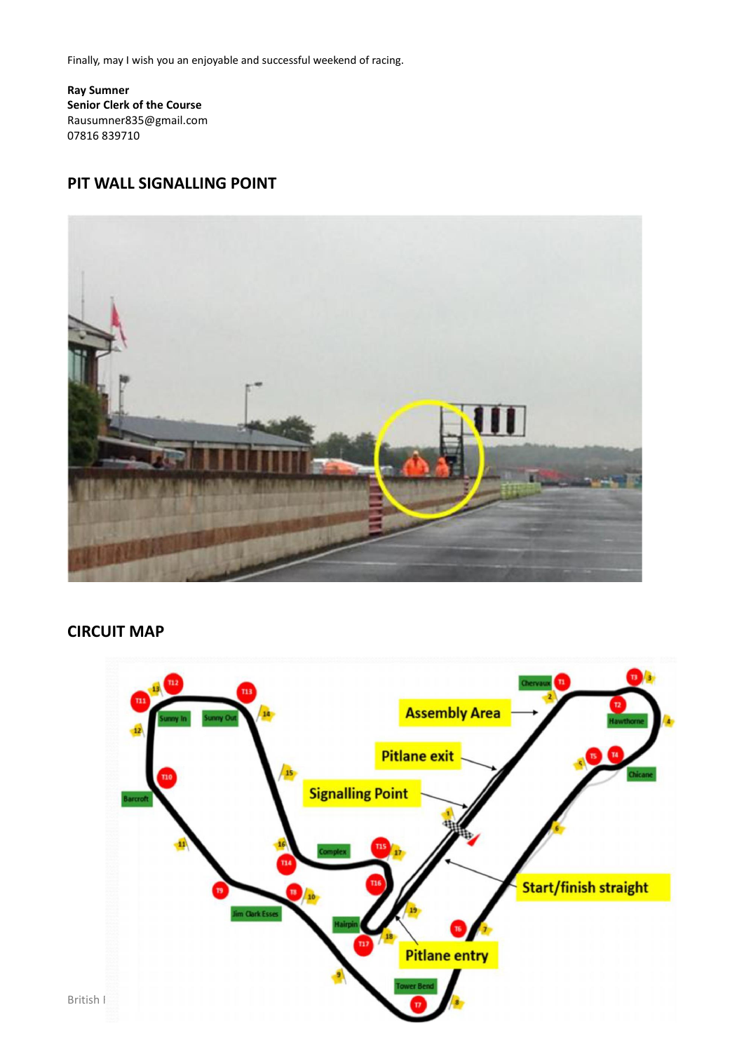Finally, may I wish you an enjoyable and successful weekend of racing.

**Ray Sumner**
**Senior Clerk of the Course**
Rausumner835@gmail.com
07816 839710

## PIT WALL SIGNALLING POINT

## CIRCUIT MAP

Assembly Area
Pitlane exit
Signalling Point
Start/finish straight
Pitlane entry